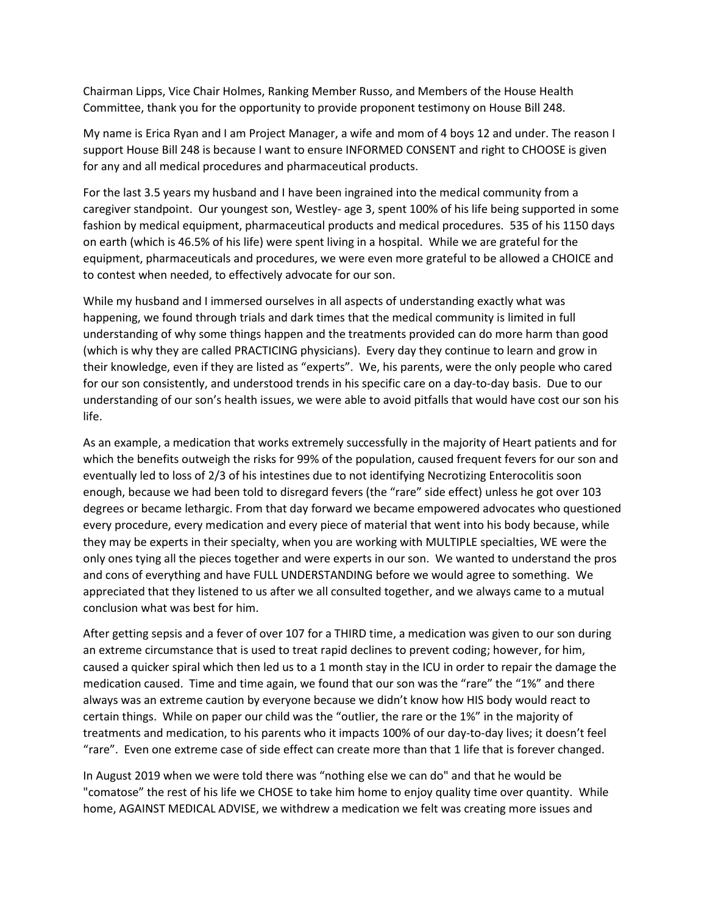Chairman Lipps, Vice Chair Holmes, Ranking Member Russo, and Members of the House Health Committee, thank you for the opportunity to provide proponent testimony on House Bill 248.

My name is Erica Ryan and I am Project Manager, a wife and mom of 4 boys 12 and under. The reason I support House Bill 248 is because I want to ensure INFORMED CONSENT and right to CHOOSE is given for any and all medical procedures and pharmaceutical products.

For the last 3.5 years my husband and I have been ingrained into the medical community from a caregiver standpoint. Our youngest son, Westley- age 3, spent 100% of his life being supported in some fashion by medical equipment, pharmaceutical products and medical procedures. 535 of his 1150 days on earth (which is 46.5% of his life) were spent living in a hospital. While we are grateful for the equipment, pharmaceuticals and procedures, we were even more grateful to be allowed a CHOICE and to contest when needed, to effectively advocate for our son.

While my husband and I immersed ourselves in all aspects of understanding exactly what was happening, we found through trials and dark times that the medical community is limited in full understanding of why some things happen and the treatments provided can do more harm than good (which is why they are called PRACTICING physicians). Every day they continue to learn and grow in their knowledge, even if they are listed as "experts". We, his parents, were the only people who cared for our son consistently, and understood trends in his specific care on a day-to-day basis. Due to our understanding of our son's health issues, we were able to avoid pitfalls that would have cost our son his life.

As an example, a medication that works extremely successfully in the majority of Heart patients and for which the benefits outweigh the risks for 99% of the population, caused frequent fevers for our son and eventually led to loss of 2/3 of his intestines due to not identifying Necrotizing Enterocolitis soon enough, because we had been told to disregard fevers (the "rare" side effect) unless he got over 103 degrees or became lethargic. From that day forward we became empowered advocates who questioned every procedure, every medication and every piece of material that went into his body because, while they may be experts in their specialty, when you are working with MULTIPLE specialties, WE were the only ones tying all the pieces together and were experts in our son. We wanted to understand the pros and cons of everything and have FULL UNDERSTANDING before we would agree to something. We appreciated that they listened to us after we all consulted together, and we always came to a mutual conclusion what was best for him.

After getting sepsis and a fever of over 107 for a THIRD time, a medication was given to our son during an extreme circumstance that is used to treat rapid declines to prevent coding; however, for him, caused a quicker spiral which then led us to a 1 month stay in the ICU in order to repair the damage the medication caused. Time and time again, we found that our son was the "rare" the "1%" and there always was an extreme caution by everyone because we didn't know how HIS body would react to certain things. While on paper our child was the "outlier, the rare or the 1%" in the majority of treatments and medication, to his parents who it impacts 100% of our day-to-day lives; it doesn't feel "rare". Even one extreme case of side effect can create more than that 1 life that is forever changed.

In August 2019 when we were told there was "nothing else we can do" and that he would be "comatose" the rest of his life we CHOSE to take him home to enjoy quality time over quantity. While home, AGAINST MEDICAL ADVISE, we withdrew a medication we felt was creating more issues and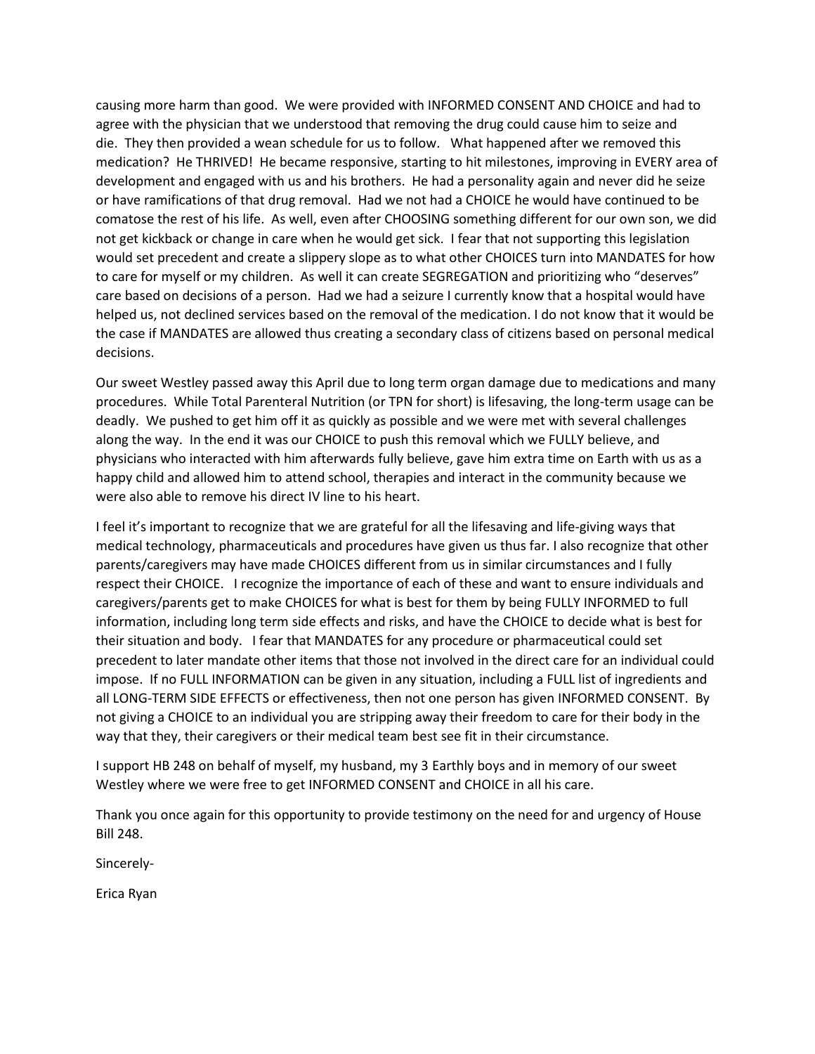causing more harm than good. We were provided with INFORMED CONSENT AND CHOICE and had to agree with the physician that we understood that removing the drug could cause him to seize and die. They then provided a wean schedule for us to follow. What happened after we removed this medication? He THRIVED! He became responsive, starting to hit milestones, improving in EVERY area of development and engaged with us and his brothers. He had a personality again and never did he seize or have ramifications of that drug removal. Had we not had a CHOICE he would have continued to be comatose the rest of his life. As well, even after CHOOSING something different for our own son, we did not get kickback or change in care when he would get sick. I fear that not supporting this legislation would set precedent and create a slippery slope as to what other CHOICES turn into MANDATES for how to care for myself or my children. As well it can create SEGREGATION and prioritizing who "deserves" care based on decisions of a person. Had we had a seizure I currently know that a hospital would have helped us, not declined services based on the removal of the medication. I do not know that it would be the case if MANDATES are allowed thus creating a secondary class of citizens based on personal medical decisions.

Our sweet Westley passed away this April due to long term organ damage due to medications and many procedures. While Total Parenteral Nutrition (or TPN for short) is lifesaving, the long-term usage can be deadly. We pushed to get him off it as quickly as possible and we were met with several challenges along the way. In the end it was our CHOICE to push this removal which we FULLY believe, and physicians who interacted with him afterwards fully believe, gave him extra time on Earth with us as a happy child and allowed him to attend school, therapies and interact in the community because we were also able to remove his direct IV line to his heart.

I feel it's important to recognize that we are grateful for all the lifesaving and life-giving ways that medical technology, pharmaceuticals and procedures have given us thus far. I also recognize that other parents/caregivers may have made CHOICES different from us in similar circumstances and I fully respect their CHOICE. I recognize the importance of each of these and want to ensure individuals and caregivers/parents get to make CHOICES for what is best for them by being FULLY INFORMED to full information, including long term side effects and risks, and have the CHOICE to decide what is best for their situation and body. I fear that MANDATES for any procedure or pharmaceutical could set precedent to later mandate other items that those not involved in the direct care for an individual could impose. If no FULL INFORMATION can be given in any situation, including a FULL list of ingredients and all LONG-TERM SIDE EFFECTS or effectiveness, then not one person has given INFORMED CONSENT. By not giving a CHOICE to an individual you are stripping away their freedom to care for their body in the way that they, their caregivers or their medical team best see fit in their circumstance.

I support HB 248 on behalf of myself, my husband, my 3 Earthly boys and in memory of our sweet Westley where we were free to get INFORMED CONSENT and CHOICE in all his care.

Thank you once again for this opportunity to provide testimony on the need for and urgency of House Bill 248.

Sincerely-

Erica Ryan